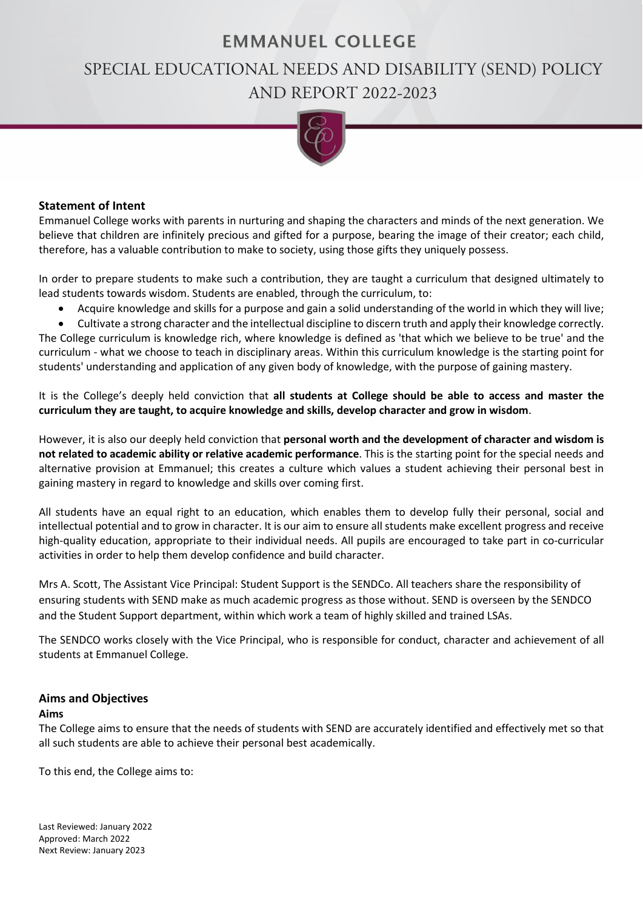# EMMANUEL COLLEGE

# SPECIAL EDUCATIONAL NEEDS AND DISABILITY (SEND) POLICY AND REPORT 2022-2023

## Statement of Intent

Emmanuel College works with parents in nurturing and shaping the characters and minds of the next generation. We believe that children are infinitely precious and gifted for a purpose, bearing the image of their creator; each child, therefore, has a valuable contribution to make to society, using those gifts they uniquely possess.

In order to prepare students to make such a contribution, they are taught a curriculum that designed ultimately to lead students towards wisdom. Students are enabled, through the curriculum, to:

- Acquire knowledge and skills for a purpose and gain a solid understanding of the world in which they will live;
- Cultivate a strong character and the intellectual discipline to discern truth and apply their knowledge correctly.

The College curriculum is knowledge rich, where knowledge is defined as 'that which we believe to be true' and the curriculum - what we choose to teach in disciplinary areas. Within this curriculum knowledge is the starting point for students' understanding and application of any given body of knowledge, with the purpose of gaining mastery.

It is the College's deeply held conviction that **all students at College should be able to access and master the curriculum they are taught, to acquire knowledge and skills, develop character and grow in wisdom**.

However, it is also our deeply held conviction that **personal worth and the development of character and wisdom is not related to academic ability or relative academic performance**. This is the starting point for the special needs and alternative provision at Emmanuel; this creates a culture which values a student achieving their personal best in gaining mastery in regard to knowledge and skills over coming first.

All students have an equal right to an education, which enables them to develop fully their personal, social and intellectual potential and to grow in character. It is our aim to ensure all students make excellent progress and receive high-quality education, appropriate to their individual needs. All pupils are encouraged to take part in co-curricular activities in order to help them develop confidence and build character.

Mrs A. Scott, The Assistant Vice Principal: Student Support is the SENDCo. All teachers share the responsibility of ensuring students with SEND make as much academic progress as those without. SEND is overseen by the SENDCO and the Student Support department, within which work a team of highly skilled and trained LSAs.

The SENDCO works closely with the Vice Principal, who is responsible for conduct, character and achievement of all students at Emmanuel College.

## Aims and Objectives

### Aims

The College aims to ensure that the needs of students with SEND are accurately identified and effectively met so that all such students are able to achieve their personal best academically.

To this end, the College aims to:

Last Reviewed: January 2022
Approved: March 2022
Next Review: January 2023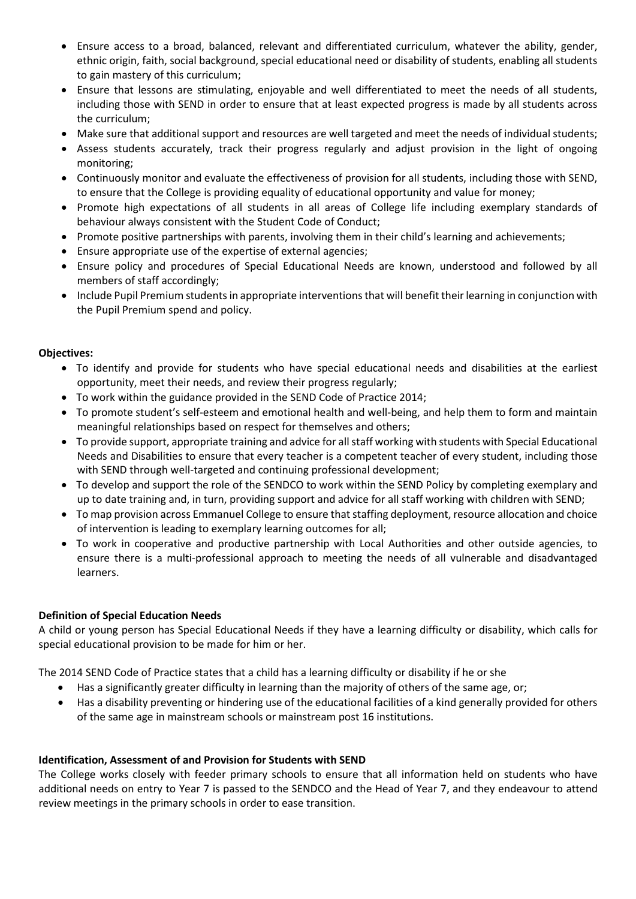- Ensure access to a broad, balanced, relevant and differentiated curriculum, whatever the ability, gender, ethnic origin, faith, social background, special educational need or disability of students, enabling all students to gain mastery of this curriculum;
- Ensure that lessons are stimulating, enjoyable and well differentiated to meet the needs of all students, including those with SEND in order to ensure that at least expected progress is made by all students across the curriculum;
- Make sure that additional support and resources are well targeted and meet the needs of individual students;
- Assess students accurately, track their progress regularly and adjust provision in the light of ongoing monitoring;
- Continuously monitor and evaluate the effectiveness of provision for all students, including those with SEND, to ensure that the College is providing equality of educational opportunity and value for money;
- Promote high expectations of all students in all areas of College life including exemplary standards of behaviour always consistent with the Student Code of Conduct;
- Promote positive partnerships with parents, involving them in their child's learning and achievements;
- Ensure appropriate use of the expertise of external agencies;
- Ensure policy and procedures of Special Educational Needs are known, understood and followed by all members of staff accordingly;
- Include Pupil Premium students in appropriate interventions that will benefit their learning in conjunction with the Pupil Premium spend and policy.

**Objectives:**

- To identify and provide for students who have special educational needs and disabilities at the earliest opportunity, meet their needs, and review their progress regularly;
- To work within the guidance provided in the SEND Code of Practice 2014;
- To promote student's self-esteem and emotional health and well-being, and help them to form and maintain meaningful relationships based on respect for themselves and others;
- To provide support, appropriate training and advice for all staff working with students with Special Educational Needs and Disabilities to ensure that every teacher is a competent teacher of every student, including those with SEND through well-targeted and continuing professional development;
- To develop and support the role of the SENDCO to work within the SEND Policy by completing exemplary and up to date training and, in turn, providing support and advice for all staff working with children with SEND;
- To map provision across Emmanuel College to ensure that staffing deployment, resource allocation and choice of intervention is leading to exemplary learning outcomes for all;
- To work in cooperative and productive partnership with Local Authorities and other outside agencies, to ensure there is a multi-professional approach to meeting the needs of all vulnerable and disadvantaged learners.

**Definition of Special Education Needs**

A child or young person has Special Educational Needs if they have a learning difficulty or disability, which calls for special educational provision to be made for him or her.

The 2014 SEND Code of Practice states that a child has a learning difficulty or disability if he or she

- Has a significantly greater difficulty in learning than the majority of others of the same age, or;
- Has a disability preventing or hindering use of the educational facilities of a kind generally provided for others of the same age in mainstream schools or mainstream post 16 institutions.

**Identification, Assessment of and Provision for Students with SEND**

The College works closely with feeder primary schools to ensure that all information held on students who have additional needs on entry to Year 7 is passed to the SENDCO and the Head of Year 7, and they endeavour to attend review meetings in the primary schools in order to ease transition.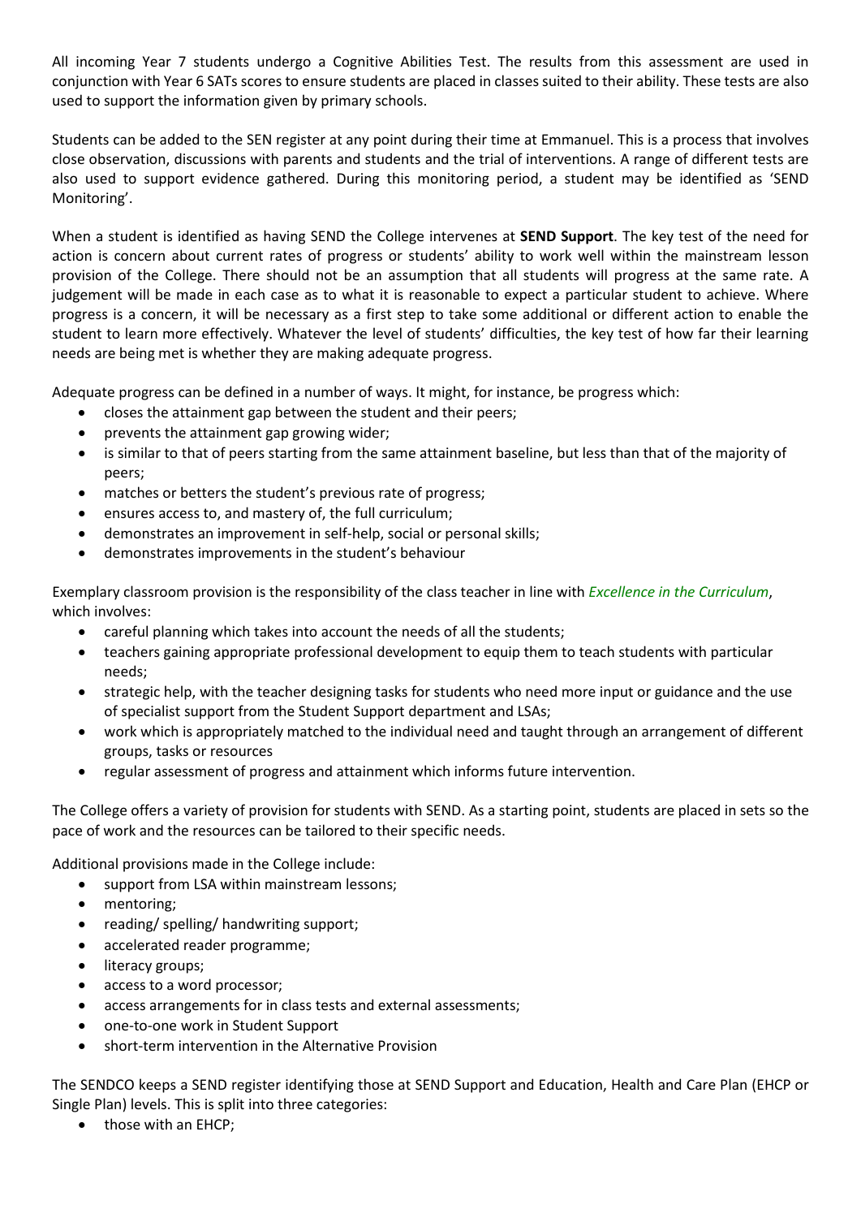All incoming Year 7 students undergo a Cognitive Abilities Test. The results from this assessment are used in conjunction with Year 6 SATs scores to ensure students are placed in classes suited to their ability. These tests are also used to support the information given by primary schools.

Students can be added to the SEN register at any point during their time at Emmanuel. This is a process that involves close observation, discussions with parents and students and the trial of interventions. A range of different tests are also used to support evidence gathered. During this monitoring period, a student may be identified as 'SEND Monitoring'.

When a student is identified as having SEND the College intervenes at **SEND Support**. The key test of the need for action is concern about current rates of progress or students' ability to work well within the mainstream lesson provision of the College. There should not be an assumption that all students will progress at the same rate. A judgement will be made in each case as to what it is reasonable to expect a particular student to achieve. Where progress is a concern, it will be necessary as a first step to take some additional or different action to enable the student to learn more effectively. Whatever the level of students' difficulties, the key test of how far their learning needs are being met is whether they are making adequate progress.

Adequate progress can be defined in a number of ways. It might, for instance, be progress which:

- closes the attainment gap between the student and their peers;
- prevents the attainment gap growing wider;
- is similar to that of peers starting from the same attainment baseline, but less than that of the majority of peers;
- matches or betters the student's previous rate of progress;
- ensures access to, and mastery of, the full curriculum;
- demonstrates an improvement in self-help, social or personal skills;
- demonstrates improvements in the student's behaviour

Exemplary classroom provision is the responsibility of the class teacher in line with *Excellence in the Curriculum*, which involves:

- careful planning which takes into account the needs of all the students;
- teachers gaining appropriate professional development to equip them to teach students with particular needs;
- strategic help, with the teacher designing tasks for students who need more input or guidance and the use of specialist support from the Student Support department and LSAs;
- work which is appropriately matched to the individual need and taught through an arrangement of different groups, tasks or resources
- regular assessment of progress and attainment which informs future intervention.

The College offers a variety of provision for students with SEND. As a starting point, students are placed in sets so the pace of work and the resources can be tailored to their specific needs.

Additional provisions made in the College include:

- support from LSA within mainstream lessons;
- mentoring;
- reading/ spelling/ handwriting support;
- accelerated reader programme;
- literacy groups;
- access to a word processor;
- access arrangements for in class tests and external assessments;
- one-to-one work in Student Support
- short-term intervention in the Alternative Provision

The SENDCO keeps a SEND register identifying those at SEND Support and Education, Health and Care Plan (EHCP or Single Plan) levels. This is split into three categories:

- those with an EHCP;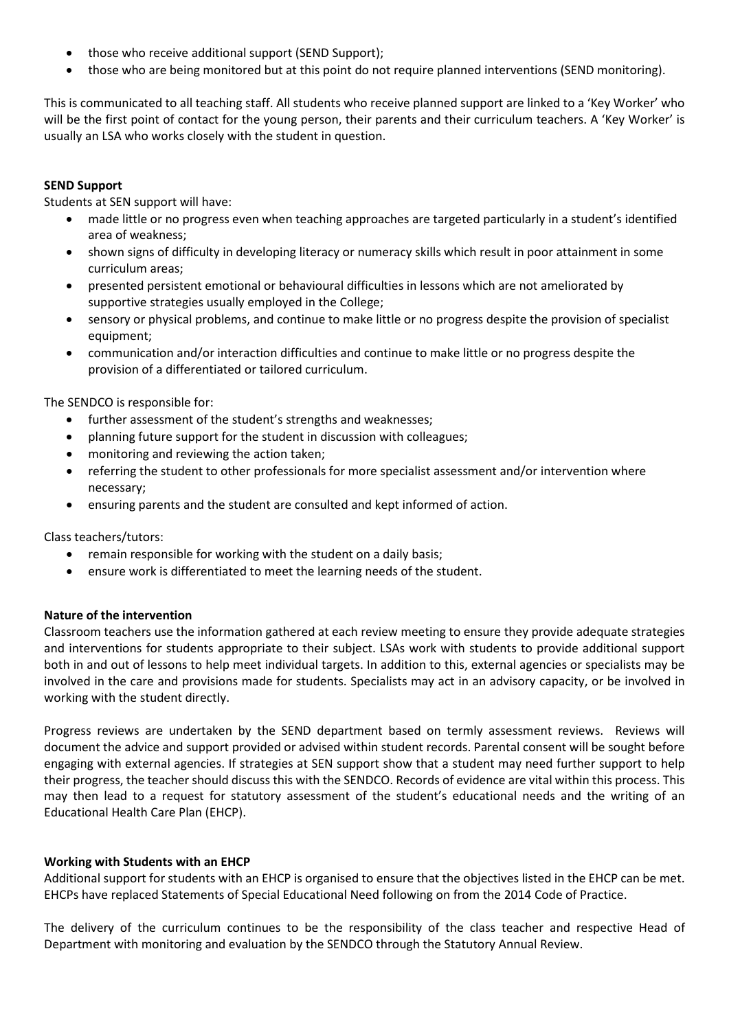- those who receive additional support (SEND Support);
- those who are being monitored but at this point do not require planned interventions (SEND monitoring).

This is communicated to all teaching staff. All students who receive planned support are linked to a 'Key Worker' who will be the first point of contact for the young person, their parents and their curriculum teachers. A 'Key Worker' is usually an LSA who works closely with the student in question.

**SEND Support**

Students at SEN support will have:

- made little or no progress even when teaching approaches are targeted particularly in a student's identified area of weakness;
- shown signs of difficulty in developing literacy or numeracy skills which result in poor attainment in some curriculum areas;
- presented persistent emotional or behavioural difficulties in lessons which are not ameliorated by supportive strategies usually employed in the College;
- sensory or physical problems, and continue to make little or no progress despite the provision of specialist equipment;
- communication and/or interaction difficulties and continue to make little or no progress despite the provision of a differentiated or tailored curriculum.

The SENDCO is responsible for:

- further assessment of the student's strengths and weaknesses;
- planning future support for the student in discussion with colleagues;
- monitoring and reviewing the action taken;
- referring the student to other professionals for more specialist assessment and/or intervention where necessary;
- ensuring parents and the student are consulted and kept informed of action.

Class teachers/tutors:

- remain responsible for working with the student on a daily basis;
- ensure work is differentiated to meet the learning needs of the student.

**Nature of the intervention**

Classroom teachers use the information gathered at each review meeting to ensure they provide adequate strategies and interventions for students appropriate to their subject. LSAs work with students to provide additional support both in and out of lessons to help meet individual targets. In addition to this, external agencies or specialists may be involved in the care and provisions made for students. Specialists may act in an advisory capacity, or be involved in working with the student directly.

Progress reviews are undertaken by the SEND department based on termly assessment reviews. Reviews will document the advice and support provided or advised within student records. Parental consent will be sought before engaging with external agencies. If strategies at SEN support show that a student may need further support to help their progress, the teacher should discuss this with the SENDCO. Records of evidence are vital within this process. This may then lead to a request for statutory assessment of the student's educational needs and the writing of an Educational Health Care Plan (EHCP).

**Working with Students with an EHCP**

Additional support for students with an EHCP is organised to ensure that the objectives listed in the EHCP can be met. EHCPs have replaced Statements of Special Educational Need following on from the 2014 Code of Practice.

The delivery of the curriculum continues to be the responsibility of the class teacher and respective Head of Department with monitoring and evaluation by the SENDCO through the Statutory Annual Review.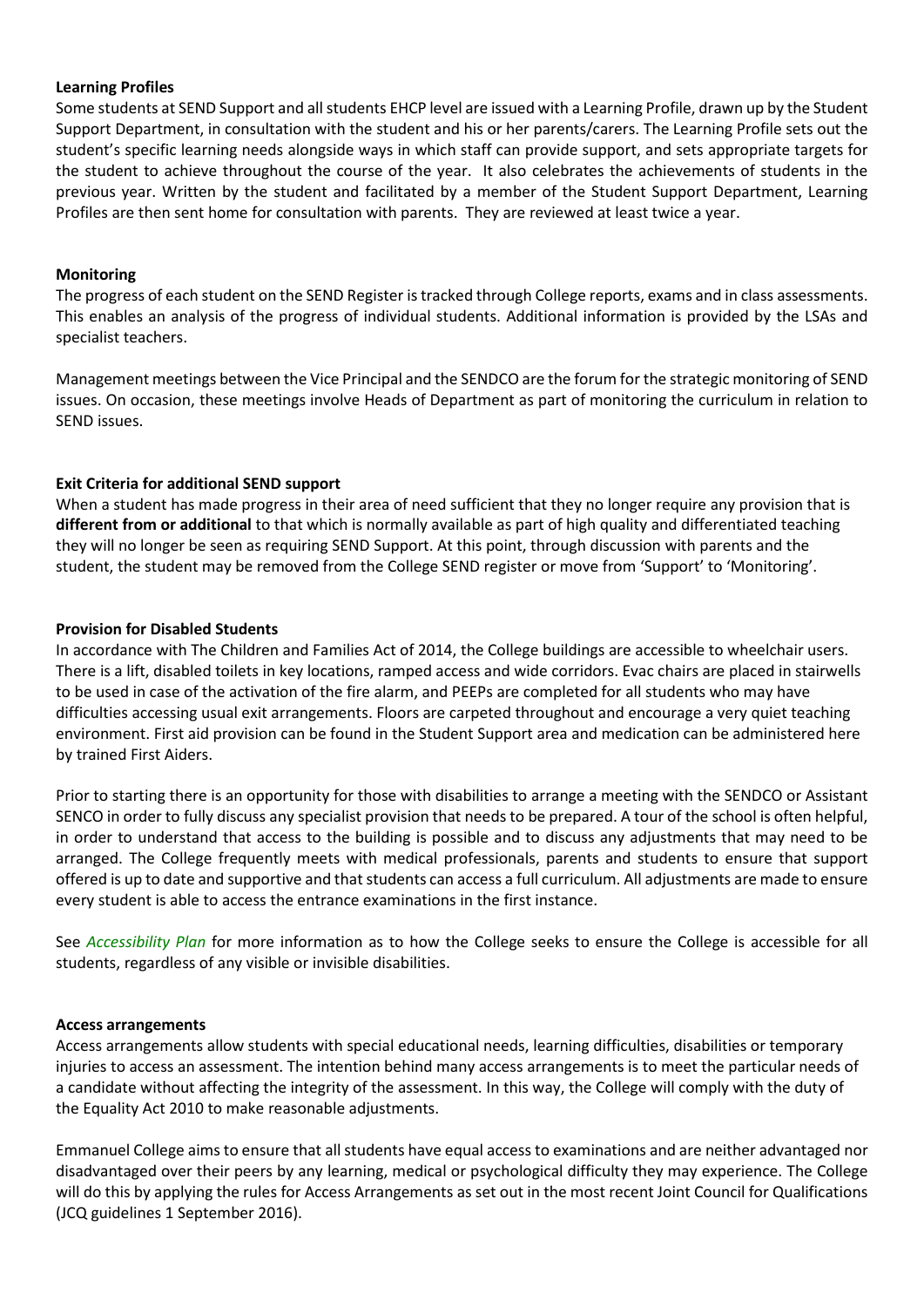**Learning Profiles**

Some students at SEND Support and all students EHCP level are issued with a Learning Profile, drawn up by the Student Support Department, in consultation with the student and his or her parents/carers. The Learning Profile sets out the student's specific learning needs alongside ways in which staff can provide support, and sets appropriate targets for the student to achieve throughout the course of the year. It also celebrates the achievements of students in the previous year. Written by the student and facilitated by a member of the Student Support Department, Learning Profiles are then sent home for consultation with parents. They are reviewed at least twice a year.

**Monitoring**

The progress of each student on the SEND Register is tracked through College reports, exams and in class assessments. This enables an analysis of the progress of individual students. Additional information is provided by the LSAs and specialist teachers.

Management meetings between the Vice Principal and the SENDCO are the forum for the strategic monitoring of SEND issues. On occasion, these meetings involve Heads of Department as part of monitoring the curriculum in relation to SEND issues.

**Exit Criteria for additional SEND support**

When a student has made progress in their area of need sufficient that they no longer require any provision that is **different from or additional** to that which is normally available as part of high quality and differentiated teaching they will no longer be seen as requiring SEND Support. At this point, through discussion with parents and the student, the student may be removed from the College SEND register or move from 'Support' to 'Monitoring'.

**Provision for Disabled Students**

In accordance with The Children and Families Act of 2014, the College buildings are accessible to wheelchair users. There is a lift, disabled toilets in key locations, ramped access and wide corridors. Evac chairs are placed in stairwells to be used in case of the activation of the fire alarm, and PEEPs are completed for all students who may have difficulties accessing usual exit arrangements. Floors are carpeted throughout and encourage a very quiet teaching environment. First aid provision can be found in the Student Support area and medication can be administered here by trained First Aiders.

Prior to starting there is an opportunity for those with disabilities to arrange a meeting with the SENDCO or Assistant SENCO in order to fully discuss any specialist provision that needs to be prepared. A tour of the school is often helpful, in order to understand that access to the building is possible and to discuss any adjustments that may need to be arranged. The College frequently meets with medical professionals, parents and students to ensure that support offered is up to date and supportive and that students can access a full curriculum. All adjustments are made to ensure every student is able to access the entrance examinations in the first instance.

See *Accessibility Plan* for more information as to how the College seeks to ensure the College is accessible for all students, regardless of any visible or invisible disabilities.

**Access arrangements**

Access arrangements allow students with special educational needs, learning difficulties, disabilities or temporary injuries to access an assessment. The intention behind many access arrangements is to meet the particular needs of a candidate without affecting the integrity of the assessment. In this way, the College will comply with the duty of the Equality Act 2010 to make reasonable adjustments.

Emmanuel College aims to ensure that all students have equal access to examinations and are neither advantaged nor disadvantaged over their peers by any learning, medical or psychological difficulty they may experience. The College will do this by applying the rules for Access Arrangements as set out in the most recent Joint Council for Qualifications (JCQ guidelines 1 September 2016).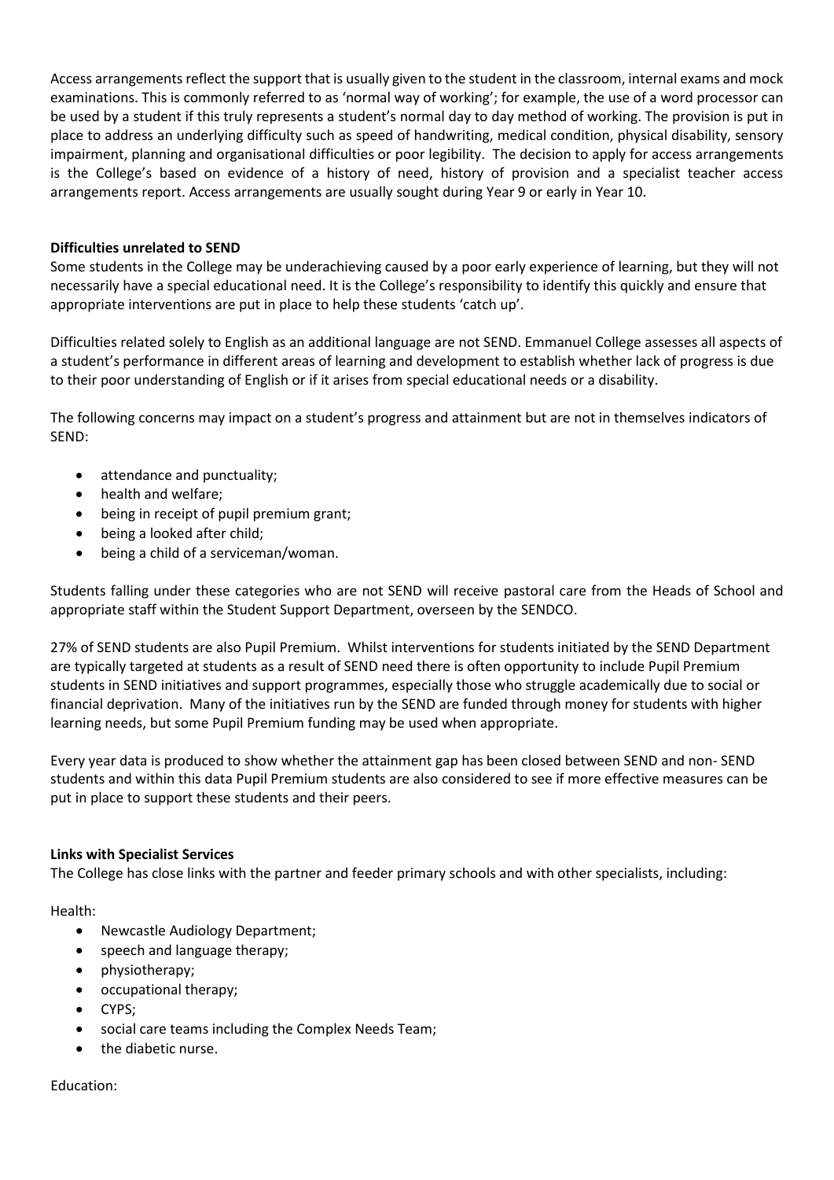Access arrangements reflect the support that is usually given to the student in the classroom, internal exams and mock examinations. This is commonly referred to as 'normal way of working'; for example, the use of a word processor can be used by a student if this truly represents a student's normal day to day method of working. The provision is put in place to address an underlying difficulty such as speed of handwriting, medical condition, physical disability, sensory impairment, planning and organisational difficulties or poor legibility. The decision to apply for access arrangements is the College's based on evidence of a history of need, history of provision and a specialist teacher access arrangements report. Access arrangements are usually sought during Year 9 or early in Year 10.

**Difficulties unrelated to SEND**

Some students in the College may be underachieving caused by a poor early experience of learning, but they will not necessarily have a special educational need. It is the College's responsibility to identify this quickly and ensure that appropriate interventions are put in place to help these students 'catch up'.

Difficulties related solely to English as an additional language are not SEND. Emmanuel College assesses all aspects of a student's performance in different areas of learning and development to establish whether lack of progress is due to their poor understanding of English or if it arises from special educational needs or a disability.

The following concerns may impact on a student's progress and attainment but are not in themselves indicators of SEND:

- attendance and punctuality;
- health and welfare;
- being in receipt of pupil premium grant;
- being a looked after child;
- being a child of a serviceman/woman.

Students falling under these categories who are not SEND will receive pastoral care from the Heads of School and appropriate staff within the Student Support Department, overseen by the SENDCO.

27% of SEND students are also Pupil Premium. Whilst interventions for students initiated by the SEND Department are typically targeted at students as a result of SEND need there is often opportunity to include Pupil Premium students in SEND initiatives and support programmes, especially those who struggle academically due to social or financial deprivation. Many of the initiatives run by the SEND are funded through money for students with higher learning needs, but some Pupil Premium funding may be used when appropriate.

Every year data is produced to show whether the attainment gap has been closed between SEND and non- SEND students and within this data Pupil Premium students are also considered to see if more effective measures can be put in place to support these students and their peers.

**Links with Specialist Services**

The College has close links with the partner and feeder primary schools and with other specialists, including:

Health:

- Newcastle Audiology Department;
- speech and language therapy;
- physiotherapy;
- occupational therapy;
- CYPS;
- social care teams including the Complex Needs Team;
- the diabetic nurse.

Education: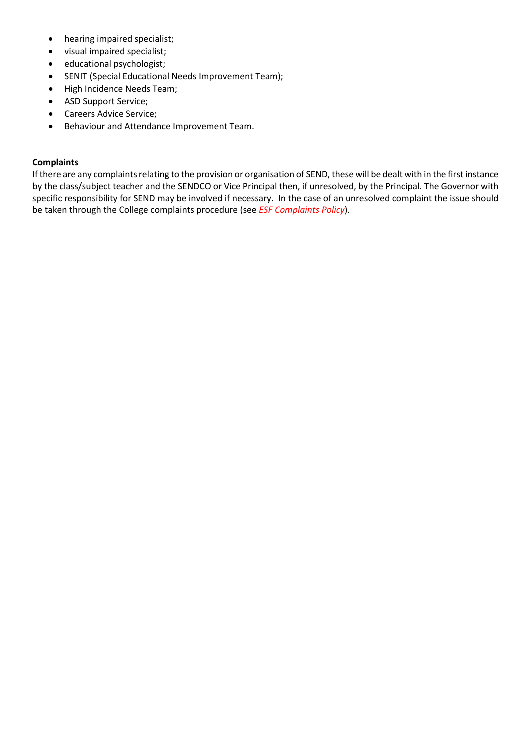- hearing impaired specialist;
- visual impaired specialist;
- educational psychologist;
- SENIT (Special Educational Needs Improvement Team);
- High Incidence Needs Team;
- ASD Support Service;
- Careers Advice Service;
- Behaviour and Attendance Improvement Team.

**Complaints**

If there are any complaints relating to the provision or organisation of SEND, these will be dealt with in the first instance by the class/subject teacher and the SENDCO or Vice Principal then, if unresolved, by the Principal. The Governor with specific responsibility for SEND may be involved if necessary. In the case of an unresolved complaint the issue should be taken through the College complaints procedure (see *ESF Complaints Policy*).